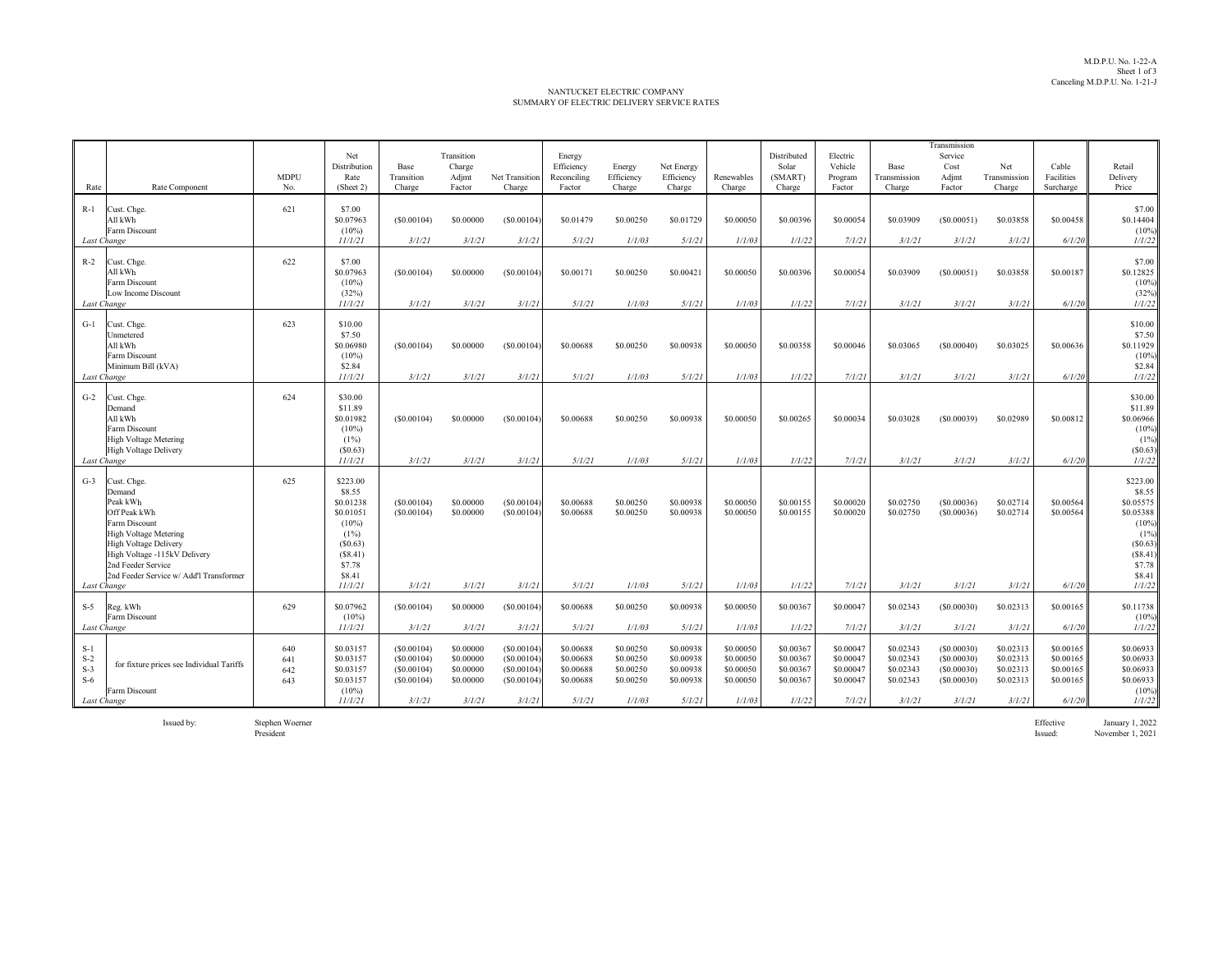M.D.P.U. No. 1-22-A
Sheet 1 of 3
Canceling M.D.P.U. No. 1-21-J

# NANTUCKET ELECTRIC COMPANY
## SUMMARY OF ELECTRIC DELIVERY SERVICE RATES

| Rate | Rate Component | MDPU No. | Net Distribution Rate (Sheet 2) | Base Transition Charge | Transition Charge Adjmt Factor | Net Transition Charge | Energy Efficiency Reconciling Factor | Energy Efficiency Charge | Net Energy Efficiency Charge | Renewables Charge | Distributed Solar (SMART) Charge | Electric Vehicle Program Factor | Base Transmission Charge | Transmission Service Cost Adjmt Factor | Net Transmission Charge | Cable Facilities Surcharge | Retail Delivery Price |
|---|---|---|---|---|---|---|---|---|---|---|---|---|---|---|---|---|---|
| R-1 | Cust. Chge. | 621 | $7.00 | | | | | | | | | | | | | | $7.00 |
| | All kWh | | $0.07963 | ($0.00104) | $0.00000 | ($0.00104) | $0.01479 | $0.00250 | $0.01729 | $0.00050 | $0.00396 | $0.00054 | $0.03909 | ($0.00051) | $0.03858 | $0.00458 | $0.14404 |
| | Farm Discount | | (10%) | | | | | | | | | | | | | | (10%) |
| *Last Change* | | | *11/1/21* | *3/1/21* | *3/1/21* | *3/1/21* | *5/1/21* | *1/1/03* | *5/1/21* | *1/1/03* | *1/1/22* | *7/1/21* | *3/1/21* | *3/1/21* | *3/1/21* | *6/1/20* | *1/1/22* |
| R-2 | Cust. Chge. | 622 | $7.00 | | | | | | | | | | | | | | $7.00 |
| | All kWh | | $0.07963 | ($0.00104) | $0.00000 | ($0.00104) | $0.00171 | $0.00250 | $0.00421 | $0.00050 | $0.00396 | $0.00054 | $0.03909 | ($0.00051) | $0.03858 | $0.00187 | $0.12825 |
| | Farm Discount | | (10%) | | | | | | | | | | | | | | (10%) |
| | Low Income Discount | | (32%) | | | | | | | | | | | | | | (32%) |
| *Last Change* | | | *11/1/21* | *3/1/21* | *3/1/21* | *3/1/21* | *5/1/21* | *1/1/03* | *5/1/21* | *1/1/03* | *1/1/22* | *7/1/21* | *3/1/21* | *3/1/21* | *3/1/21* | *6/1/20* | *1/1/22* |
| G-1 | Cust. Chge. | 623 | $10.00 | | | | | | | | | | | | | | $10.00 |
| | Unmetered | | $7.50 | | | | | | | | | | | | | | $7.50 |
| | All kWh | | $0.06980 | ($0.00104) | $0.00000 | ($0.00104) | $0.00688 | $0.00250 | $0.00938 | $0.00050 | $0.00358 | $0.00046 | $0.03065 | ($0.00040) | $0.03025 | $0.00636 | $0.11929 |
| | Farm Discount | | (10%) | | | | | | | | | | | | | | (10%) |
| | Minimum Bill (kVA) | | $2.84 | | | | | | | | | | | | | | $2.84 |
| *Last Change* | | | *11/1/21* | *3/1/21* | *3/1/21* | *3/1/21* | *5/1/21* | *1/1/03* | *5/1/21* | *1/1/03* | *1/1/22* | *7/1/21* | *3/1/21* | *3/1/21* | *3/1/21* | *6/1/20* | *1/1/22* |
| G-2 | Cust. Chge. | 624 | $30.00 | | | | | | | | | | | | | | $30.00 |
| | Demand | | $11.89 | | | | | | | | | | | | | | $11.89 |
| | All kWh | | $0.01982 | ($0.00104) | $0.00000 | ($0.00104) | $0.00688 | $0.00250 | $0.00938 | $0.00050 | $0.00265 | $0.00034 | $0.03028 | ($0.00039) | $0.02989 | $0.00812 | $0.06966 |
| | Farm Discount | | (10%) | | | | | | | | | | | | | | (10%) |
| | High Voltage Metering | | (1%) | | | | | | | | | | | | | | (1%) |
| | High Voltage Delivery | | ($0.63) | | | | | | | | | | | | | | ($0.63) |
| *Last Change* | | | *11/1/21* | *3/1/21* | *3/1/21* | *3/1/21* | *5/1/21* | *1/1/03* | *5/1/21* | *1/1/03* | *1/1/22* | *7/1/21* | *3/1/21* | *3/1/21* | *3/1/21* | *6/1/20* | *1/1/22* |
| G-3 | Cust. Chge. | 625 | $223.00 | | | | | | | | | | | | | | $223.00 |
| | Demand | | $8.55 | | | | | | | | | | | | | | $8.55 |
| | Peak kWh | | $0.01238 | ($0.00104) | $0.00000 | ($0.00104) | $0.00688 | $0.00250 | $0.00938 | $0.00050 | $0.00155 | $0.00020 | $0.02750 | ($0.00036) | $0.02714 | $0.00564 | $0.05575 |
| | Off Peak kWh | | $0.01051 | ($0.00104) | $0.00000 | ($0.00104) | $0.00688 | $0.00250 | $0.00938 | $0.00050 | $0.00155 | $0.00020 | $0.02750 | ($0.00036) | $0.02714 | $0.00564 | $0.05388 |
| | Farm Discount | | (10%) | | | | | | | | | | | | | | (10%) |
| | High Voltage Metering | | (1%) | | | | | | | | | | | | | | (1%) |
| | High Voltage Delivery | | ($0.63) | | | | | | | | | | | | | | ($0.63) |
| | High Voltage -115kV Delivery | | ($8.41) | | | | | | | | | | | | | | ($8.41) |
| | 2nd Feeder Service | | $7.78 | | | | | | | | | | | | | | $7.78 |
| | 2nd Feeder Service w/ Add'l Transformer | | $8.41 | | | | | | | | | | | | | | $8.41 |
| *Last Change* | | | *11/1/21* | *3/1/21* | *3/1/21* | *3/1/21* | *5/1/21* | *1/1/03* | *5/1/21* | *1/1/03* | *1/1/22* | *7/1/21* | *3/1/21* | *3/1/21* | *3/1/21* | *6/1/20* | *1/1/22* |
| S-5 | Reg. kWh | 629 | $0.07962 | ($0.00104) | $0.00000 | ($0.00104) | $0.00688 | $0.00250 | $0.00938 | $0.00050 | $0.00367 | $0.00047 | $0.02343 | ($0.00030) | $0.02313 | $0.00165 | $0.11738 |
| | Farm Discount | | (10%) | | | | | | | | | | | | | | (10%) |
| *Last Change* | | | *11/1/21* | *3/1/21* | *3/1/21* | *3/1/21* | *5/1/21* | *1/1/03* | *5/1/21* | *1/1/03* | *1/1/22* | *7/1/21* | *3/1/21* | *3/1/21* | *3/1/21* | *6/1/20* | *1/1/22* |
| S-1 | for fixture prices see Individual Tariffs | 640 | $0.03157 | ($0.00104) | $0.00000 | ($0.00104) | $0.00688 | $0.00250 | $0.00938 | $0.00050 | $0.00367 | $0.00047 | $0.02343 | ($0.00030) | $0.02313 | $0.00165 | $0.06933 |
| S-2 | | 641 | $0.03157 | ($0.00104) | $0.00000 | ($0.00104) | $0.00688 | $0.00250 | $0.00938 | $0.00050 | $0.00367 | $0.00047 | $0.02343 | ($0.00030) | $0.02313 | $0.00165 | $0.06933 |
| S-3 | | 642 | $0.03157 | ($0.00104) | $0.00000 | ($0.00104) | $0.00688 | $0.00250 | $0.00938 | $0.00050 | $0.00367 | $0.00047 | $0.02343 | ($0.00030) | $0.02313 | $0.00165 | $0.06933 |
| S-6 | | 643 | $0.03157 | ($0.00104) | $0.00000 | ($0.00104) | $0.00688 | $0.00250 | $0.00938 | $0.00050 | $0.00367 | $0.00047 | $0.02343 | ($0.00030) | $0.02313 | $0.00165 | $0.06933 |
| | Farm Discount | | (10%) | | | | | | | | | | | | | | (10%) |
| *Last Change* | | | *11/1/21* | *3/1/21* | *3/1/21* | *3/1/21* | *5/1/21* | *1/1/03* | *5/1/21* | *1/1/03* | *1/1/22* | *7/1/21* | *3/1/21* | *3/1/21* | *3/1/21* | *6/1/20* | *1/1/22* |

Issued by: Stephen Woerner
President

Effective: January 1, 2022
Issued: November 1, 2021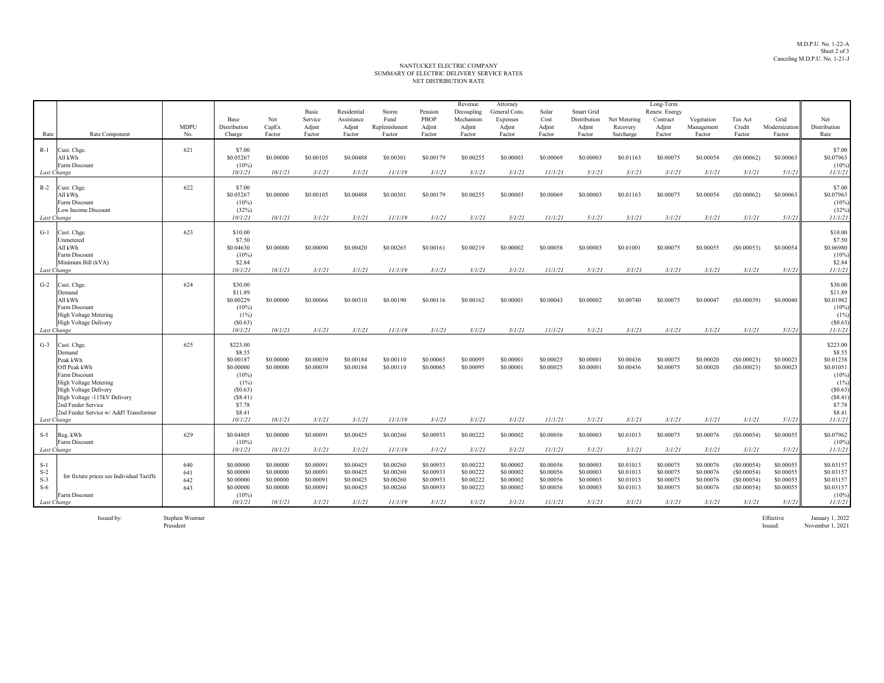M.D.P.U. No. 1-22-A
Sheet 2 of 3
Canceling M.D.P.U. No. 1-21-J

NANTUCKET ELECTRIC COMPANY
SUMMARY OF ELECTRIC DELIVERY SERVICE RATES
NET DISTRIBUTION RATE

| Rate | Rate Component | MDPU No. | Base Distribution Charge | Net CapEx Factor | Basic Service Adjmt Factor | Residential Assistance Adjmt Factor | Storm Fund Replenishment Factor | Pension PBOP Adjmt Factor | Revenue Decoupling Mechanism Adjmt Factor | Attorney General Cons. Expenses Adjmt Factor | Solar Cost Adjmt Factor | Smart Grid Distribution Adjmt Factor | Net Metering Recovery Surcharge | Long-Term Renew. Energy Contract Adjmt Factor | Vegetation Management Factor | Tax Act Credit Factor | Grid Modernization Factor | Net Distribution Rate |
|---|---|---|---|---|---|---|---|---|---|---|---|---|---|---|---|---|---|---|
| R-1 | Cust. Chge. | 621 | $7.00 | | | | | | | | | | | | | | | $7.00 |
| | All kWh | | $0.05267 | $0.00000 | $0.00105 | $0.00488 | $0.00301 | $0.00179 | $0.00255 | $0.00003 | $0.00069 | $0.00003 | $0.01163 | $0.00075 | $0.00054 | ($0.00062) | $0.00063 | $0.07963 |
| | Farm Discount | | (10%) | | | | | | | | | | | | | | | (10%) |
| *Last Change* | | | *10/1/21* | *10/1/21* | *3/1/21* | *3/1/21* | *11/1/19* | *3/1/21* | *3/1/21* | *3/1/21* | *11/1/21* | *5/1/21* | *3/1/21* | *3/1/21* | *3/1/21* | *3/1/21* | *5/1/21* | *11/1/21* |
| R-2 | Cust. Chge. | 622 | $7.00 | | | | | | | | | | | | | | | $7.00 |
| | All kWh | | $0.05267 | $0.00000 | $0.00105 | $0.00488 | $0.00301 | $0.00179 | $0.00255 | $0.00003 | $0.00069 | $0.00003 | $0.01163 | $0.00075 | $0.00054 | ($0.00062) | $0.00063 | $0.07963 |
| | Farm Discount | | (10%) | | | | | | | | | | | | | | | (10%) |
| | Low Income Discount | | (32%) | | | | | | | | | | | | | | | (32%) |
| *Last Change* | | | *10/1/21* | *10/1/21* | *3/1/21* | *3/1/21* | *11/1/19* | *3/1/21* | *3/1/21* | *3/1/21* | *11/1/21* | *5/1/21* | *3/1/21* | *3/1/21* | *3/1/21* | *3/1/21* | *5/1/21* | *11/1/21* |
| G-1 | Cust. Chge. | 623 | $10.00 | | | | | | | | | | | | | | | $10.00 |
| | Unmetered | | $7.50 | | | | | | | | | | | | | | | $7.50 |
| | All kWh | | $0.04630 | $0.00000 | $0.00090 | $0.00420 | $0.00265 | $0.00161 | $0.00219 | $0.00002 | $0.00058 | $0.00003 | $0.01001 | $0.00075 | $0.00055 | ($0.00053) | $0.00054 | $0.06980 |
| | Farm Discount | | (10%) | | | | | | | | | | | | | | | (10%) |
| | Minimum Bill (kVA) | | $2.84 | | | | | | | | | | | | | | | $2.84 |
| *Last Change* | | | *10/1/21* | *10/1/21* | *3/1/21* | *3/1/21* | *11/1/19* | *3/1/21* | *3/1/21* | *3/1/21* | *11/1/21* | *5/1/21* | *3/1/21* | *3/1/21* | *3/1/21* | *3/1/21* | *5/1/21* | *11/1/21* |
| G-2 | Cust. Chge. | 624 | $30.00 | | | | | | | | | | | | | | | $30.00 |
| | Demand | | $11.89 | | | | | | | | | | | | | | | $11.89 |
| | All kWh | | $0.00229 | $0.00000 | $0.00066 | $0.00310 | $0.00190 | $0.00116 | $0.00162 | $0.00001 | $0.00043 | $0.00002 | $0.00740 | $0.00075 | $0.00047 | ($0.00039) | $0.00040 | $0.01982 |
| | Farm Discount | | (10%) | | | | | | | | | | | | | | | (10%) |
| | High Voltage Metering | | (1%) | | | | | | | | | | | | | | | (1%) |
| | High Voltage Delivery | | ($0.63) | | | | | | | | | | | | | | | ($0.63) |
| *Last Change* | | | *10/1/21* | *10/1/21* | *3/1/21* | *3/1/21* | *11/1/19* | *3/1/21* | *3/1/21* | *3/1/21* | *11/1/21* | *5/1/21* | *3/1/21* | *3/1/21* | *3/1/21* | *3/1/21* | *5/1/21* | *11/1/21* |
| G-3 | Cust. Chge. | 625 | $223.00 | | | | | | | | | | | | | | | $223.00 |
| | Demand | | $8.55 | | | | | | | | | | | | | | | $8.55 |
| | Peak kWh | | $0.00187 | $0.00000 | $0.00039 | $0.00184 | $0.00110 | $0.00065 | $0.00095 | $0.00001 | $0.00025 | $0.00001 | $0.00436 | $0.00075 | $0.00020 | ($0.00023) | $0.00023 | $0.01238 |
| | Off Peak kWh | | $0.00000 | $0.00000 | $0.00039 | $0.00184 | $0.00110 | $0.00065 | $0.00095 | $0.00001 | $0.00025 | $0.00001 | $0.00436 | $0.00075 | $0.00020 | ($0.00023) | $0.00023 | $0.01051 |
| | Farm Discount | | (10%) | | | | | | | | | | | | | | | (10%) |
| | High Voltage Metering | | (1%) | | | | | | | | | | | | | | | (1%) |
| | High Voltage Delivery | | ($0.63) | | | | | | | | | | | | | | | ($0.63) |
| | High Voltage -115kV Delivery | | ($8.41) | | | | | | | | | | | | | | | ($8.41) |
| | 2nd Feeder Service | | $7.78 | | | | | | | | | | | | | | | $7.78 |
| | 2nd Feeder Service w/ Add'l Transformer | | $8.41 | | | | | | | | | | | | | | | $8.41 |
| *Last Change* | | | *10/1/21* | *10/1/21* | *3/1/21* | *3/1/21* | *11/1/19* | *3/1/21* | *3/1/21* | *3/1/21* | *11/1/21* | *5/1/21* | *3/1/21* | *3/1/21* | *3/1/21* | *3/1/21* | *5/1/21* | *11/1/21* |
| S-5 | Reg. kWh | 629 | $0.04805 | $0.00000 | $0.00091 | $0.00425 | $0.00260 | $0.00933 | $0.00222 | $0.00002 | $0.00056 | $0.00003 | $0.01013 | $0.00075 | $0.00076 | ($0.00054) | $0.00055 | $0.07962 |
| | Farm Discount | | (10%) | | | | | | | | | | | | | | | (10%) |
| *Last Change* | | | *10/1/21* | *10/1/21* | *3/1/21* | *3/1/21* | *11/1/19* | *3/1/21* | *3/1/21* | *3/1/21* | *11/1/21* | *5/1/21* | *3/1/21* | *3/1/21* | *3/1/21* | *3/1/21* | *5/1/21* | *11/1/21* |
| S-1 | for fixture prices see Individual Tariffs | 640 | $0.00000 | $0.00000 | $0.00091 | $0.00425 | $0.00260 | $0.00933 | $0.00222 | $0.00002 | $0.00056 | $0.00003 | $0.01013 | $0.00075 | $0.00076 | ($0.00054) | $0.00055 | $0.03157 |
| S-2 | | 641 | $0.00000 | $0.00000 | $0.00091 | $0.00425 | $0.00260 | $0.00933 | $0.00222 | $0.00002 | $0.00056 | $0.00003 | $0.01013 | $0.00075 | $0.00076 | ($0.00054) | $0.00055 | $0.03157 |
| S-3 | | 642 | $0.00000 | $0.00000 | $0.00091 | $0.00425 | $0.00260 | $0.00933 | $0.00222 | $0.00002 | $0.00056 | $0.00003 | $0.01013 | $0.00075 | $0.00076 | ($0.00054) | $0.00055 | $0.03157 |
| S-6 | | 643 | $0.00000 | $0.00000 | $0.00091 | $0.00425 | $0.00260 | $0.00933 | $0.00222 | $0.00002 | $0.00056 | $0.00003 | $0.01013 | $0.00075 | $0.00076 | ($0.00054) | $0.00055 | $0.03157 |
| | Farm Discount | | (10%) | | | | | | | | | | | | | | | (10%) |
| *Last Change* | | | *10/1/21* | *10/1/21* | *3/1/21* | *3/1/21* | *11/1/19* | *3/1/21* | *3/1/21* | *3/1/21* | *11/1/21* | *5/1/21* | *3/1/21* | *3/1/21* | *3/1/21* | *3/1/21* | *5/1/21* | *11/1/21* |

Issued by: Stephen Woerner
President

Effective: January 1, 2022
Issued: November 1, 2021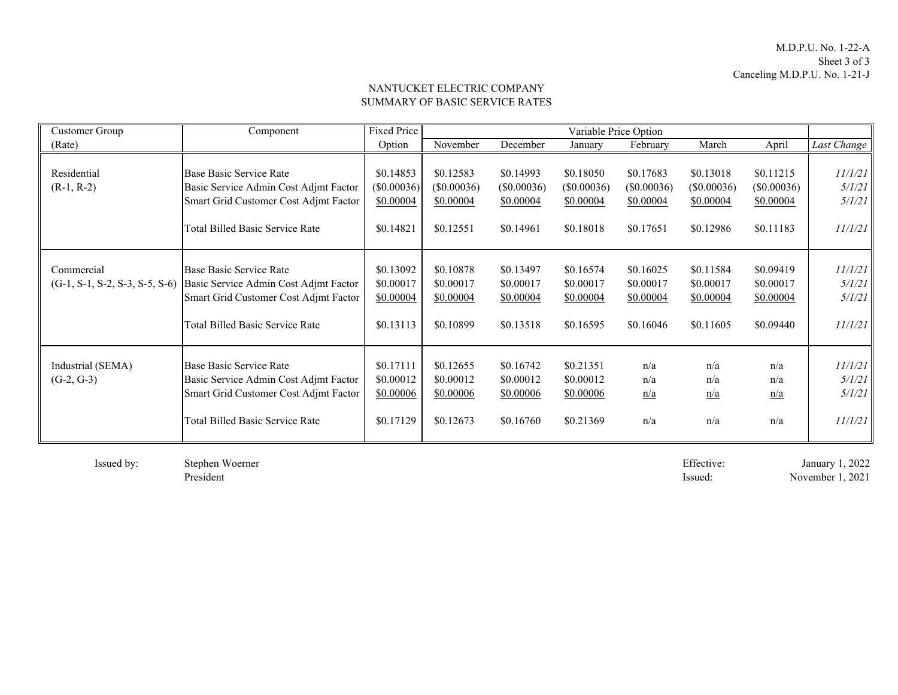M.D.P.U. No. 1-22-A
Sheet 3 of 3
Canceling M.D.P.U. No. 1-21-J

NANTUCKET ELECTRIC COMPANY
SUMMARY OF BASIC SERVICE RATES

| Customer Group (Rate) | Component | Fixed Price Option | Variable Price Option | | | | | | |
|---|---|---|---|---|---|---|---|---|---|
| | | | November | December | January | February | March | April | *Last Change* |
| Residential (R-1, R-2) | Base Basic Service Rate | $0.14853 | $0.12583 | $0.14993 | $0.18050 | $0.17683 | $0.13018 | $0.11215 | *11/1/21* |
| | Basic Service Admin Cost Adjmt Factor | ($0.00036) | ($0.00036) | ($0.00036) | ($0.00036) | ($0.00036) | ($0.00036) | ($0.00036) | *5/1/21* |
| | Smart Grid Customer Cost Adjmt Factor | $0.00004 | $0.00004 | $0.00004 | $0.00004 | $0.00004 | $0.00004 | $0.00004 | *5/1/21* |
| | Total Billed Basic Service Rate | $0.14821 | $0.12551 | $0.14961 | $0.18018 | $0.17651 | $0.12986 | $0.11183 | *11/1/21* |
| Commercial (G-1, S-1, S-2, S-3, S-5, S-6) | Base Basic Service Rate | $0.13092 | $0.10878 | $0.13497 | $0.16574 | $0.16025 | $0.11584 | $0.09419 | *11/1/21* |
| | Basic Service Admin Cost Adjmt Factor | $0.00017 | $0.00017 | $0.00017 | $0.00017 | $0.00017 | $0.00017 | $0.00017 | *5/1/21* |
| | Smart Grid Customer Cost Adjmt Factor | $0.00004 | $0.00004 | $0.00004 | $0.00004 | $0.00004 | $0.00004 | $0.00004 | *5/1/21* |
| | Total Billed Basic Service Rate | $0.13113 | $0.10899 | $0.13518 | $0.16595 | $0.16046 | $0.11605 | $0.09440 | *11/1/21* |
| Industrial (SEMA) (G-2, G-3) | Base Basic Service Rate | $0.17111 | $0.12655 | $0.16742 | $0.21351 | n/a | n/a | n/a | *11/1/21* |
| | Basic Service Admin Cost Adjmt Factor | $0.00012 | $0.00012 | $0.00012 | $0.00012 | n/a | n/a | n/a | *5/1/21* |
| | Smart Grid Customer Cost Adjmt Factor | $0.00006 | $0.00006 | $0.00006 | $0.00006 | n/a | n/a | n/a | *5/1/21* |
| | Total Billed Basic Service Rate | $0.17129 | $0.12673 | $0.16760 | $0.21369 | n/a | n/a | n/a | *11/1/21* |

Issued by: Stephen Woerner
President

Effective: January 1, 2022
Issued: November 1, 2021